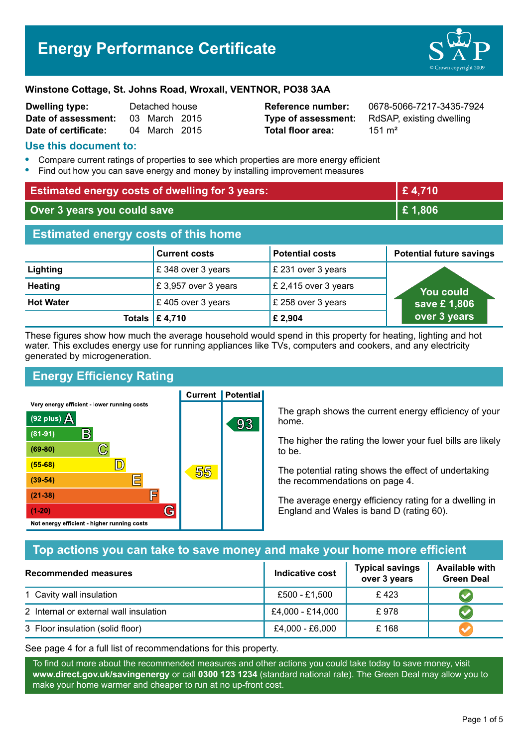# Energy Performance Certificate

**Winstone Cottage, St. Johns Road, Wroxall, VENTNOR, PO38 3AA**

| | | | |
|---|---|---|---|
| **Dwelling type:** | Detached house | **Reference number:** | 0678-5066-7217-3435-7924 |
| **Date of assessment:** | 03 March 2015 | **Type of assessment:** | RdSAP, existing dwelling |
| **Date of certificate:** | 04 March 2015 | **Total floor area:** | 151 m² |

## Use this document to:

- Compare current ratings of properties to see which properties are more energy efficient
- Find out how you can save energy and money by installing improvement measures

| | |
|---|---|
| **Estimated energy costs of dwelling for 3 years:** | **£ 4,710** |
| **Over 3 years you could save** | **£ 1,806** |

## Estimated energy costs of this home

| | Current costs | Potential costs | Potential future savings |
|---|---|---|---|
| **Lighting** | £ 348 over 3 years | £ 231 over 3 years | You could save £ 1,806 over 3 years |
| **Heating** | £ 3,957 over 3 years | £ 2,415 over 3 years | |
| **Hot Water** | £ 405 over 3 years | £ 258 over 3 years | |
| **Totals** | **£ 4,710** | **£ 2,904** | |

These figures show how much the average household would spend in this property for heating, lighting and hot water. This excludes energy use for running appliances like TVs, computers and cookers, and any electricity generated by microgeneration.

## Energy Efficiency Rating

Very energy efficient - lower running costs

(92 plus) A

(81-91) B

(69-80) C

(55-68) D

(39-54) E

(21-38) F

(1-20) G

Not energy efficient - higher running costs

Current: 55

Potential: 93

The graph shows the current energy efficiency of your home.

The higher the rating the lower your fuel bills are likely to be.

The potential rating shows the effect of undertaking the recommendations on page 4.

The average energy efficiency rating for a dwelling in England and Wales is band D (rating 60).

## Top actions you can take to save money and make your home more efficient

| Recommended measures | Indicative cost | Typical savings over 3 years | Available with Green Deal |
|---|---|---|---|
| 1 Cavity wall insulation | £500 - £1,500 | £ 423 | ✓ |
| 2 Internal or external wall insulation | £4,000 - £14,000 | £ 978 | ✓ |
| 3 Floor insulation (solid floor) | £4,000 - £6,000 | £ 168 | ✓ |

See page 4 for a full list of recommendations for this property.

To find out more about the recommended measures and other actions you could take today to save money, visit **www.direct.gov.uk/savingenergy** or call **0300 123 1234** (standard national rate). The Green Deal may allow you to make your home warmer and cheaper to run at no up-front cost.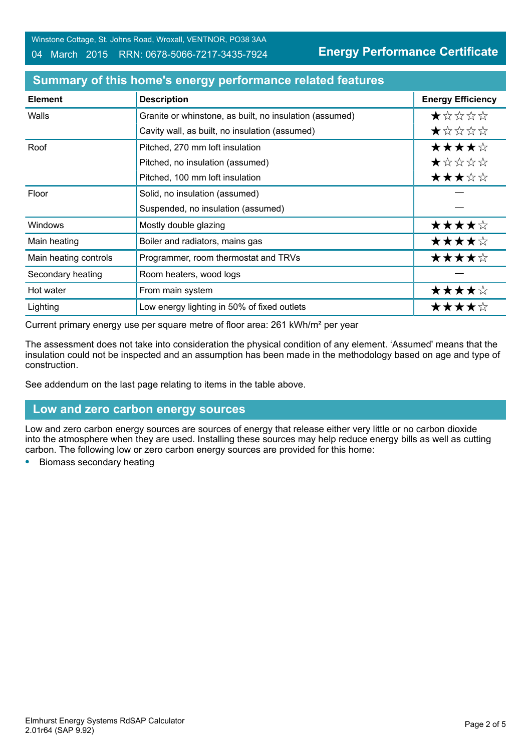# Summary of this home's energy performance related features

| Element | Description | Energy Efficiency |
|---|---|---|
| Walls | Granite or whinstone, as built, no insulation (assumed) | ★☆☆☆☆ |
| | Cavity wall, as built, no insulation (assumed) | ★☆☆☆☆ |
| Roof | Pitched, 270 mm loft insulation | ★★★★☆ |
| | Pitched, no insulation (assumed) | ★☆☆☆☆ |
| | Pitched, 100 mm loft insulation | ★★★☆☆ |
| Floor | Solid, no insulation (assumed) | — |
| | Suspended, no insulation (assumed) | — |
| Windows | Mostly double glazing | ★★★★☆ |
| Main heating | Boiler and radiators, mains gas | ★★★★☆ |
| Main heating controls | Programmer, room thermostat and TRVs | ★★★★☆ |
| Secondary heating | Room heaters, wood logs | — |
| Hot water | From main system | ★★★★☆ |
| Lighting | Low energy lighting in 50% of fixed outlets | ★★★★☆ |

Current primary energy use per square metre of floor area: 261 kWh/m² per year

The assessment does not take into consideration the physical condition of any element. 'Assumed' means that the insulation could not be inspected and an assumption has been made in the methodology based on age and type of construction.

See addendum on the last page relating to items in the table above.

## Low and zero carbon energy sources

Low and zero carbon energy sources are sources of energy that release either very little or no carbon dioxide into the atmosphere when they are used. Installing these sources may help reduce energy bills as well as cutting carbon. The following low or zero carbon energy sources are provided for this home:

- Biomass secondary heating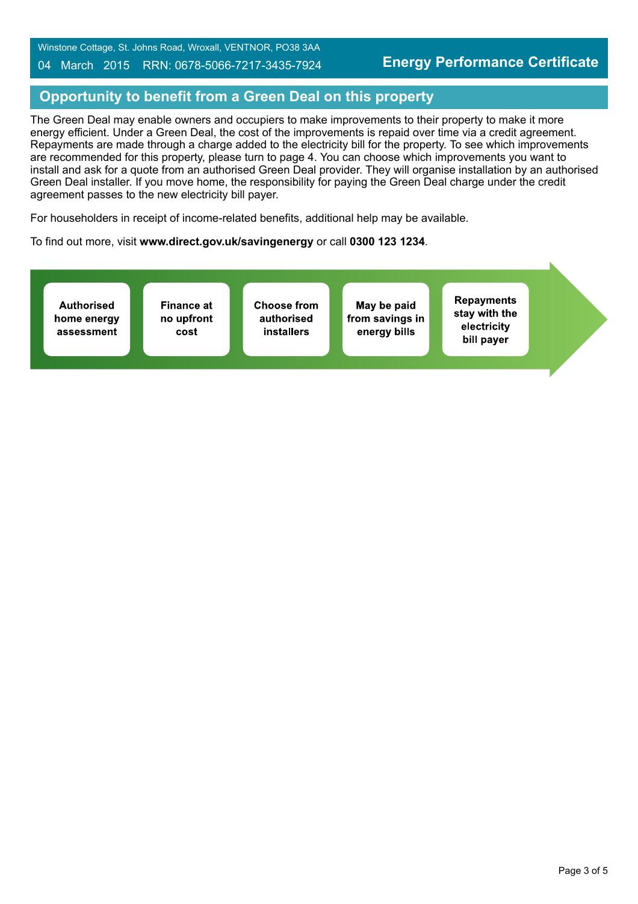## Opportunity to benefit from a Green Deal on this property

The Green Deal may enable owners and occupiers to make improvements to their property to make it more energy efficient. Under a Green Deal, the cost of the improvements is repaid over time via a credit agreement. Repayments are made through a charge added to the electricity bill for the property. To see which improvements are recommended for this property, please turn to page 4. You can choose which improvements you want to install and ask for a quote from an authorised Green Deal provider. They will organise installation by an authorised Green Deal installer. If you move home, the responsibility for paying the Green Deal charge under the credit agreement passes to the new electricity bill payer.

For householders in receipt of income-related benefits, additional help may be available.

To find out more, visit **www.direct.gov.uk/savingenergy** or call **0300 123 1234**.

**Authorised home energy assessment**

**Finance at no upfront cost**

**Choose from authorised installers**

**May be paid from savings in energy bills**

**Repayments stay with the electricity bill payer**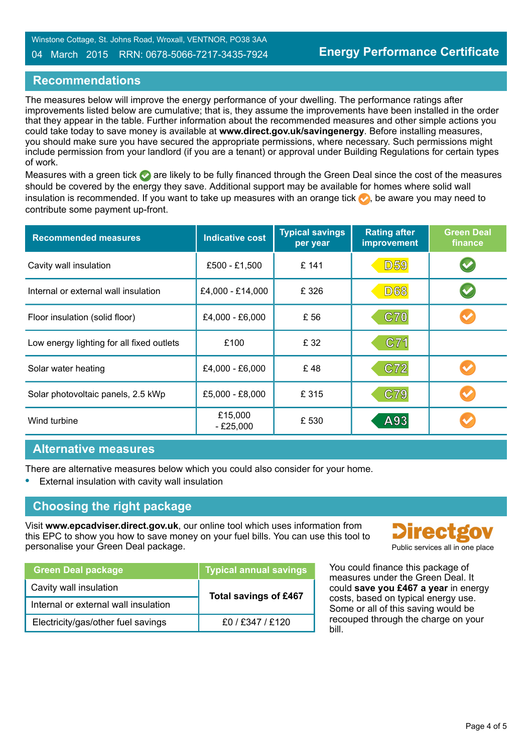## Recommendations

The measures below will improve the energy performance of your dwelling. The performance ratings after improvements listed below are cumulative; that is, they assume the improvements have been installed in the order that they appear in the table. Further information about the recommended measures and other simple actions you could take today to save money is available at **www.direct.gov.uk/savingenergy**. Before installing measures, you should make sure you have secured the appropriate permissions, where necessary. Such permissions might include permission from your landlord (if you are a tenant) or approval under Building Regulations for certain types of work.

Measures with a green tick ✔ are likely to be fully financed through the Green Deal since the cost of the measures should be covered by the energy they save. Additional support may be available for homes where solid wall insulation is recommended. If you want to take up measures with an orange tick ✔, be aware you may need to contribute some payment up-front.

| Recommended measures | Indicative cost | Typical savings per year | Rating after improvement | Green Deal finance |
|---|---|---|---|---|
| Cavity wall insulation | £500 - £1,500 | £ 141 | D59 | ✔ (green) |
| Internal or external wall insulation | £4,000 - £14,000 | £ 326 | D68 | ✔ (green) |
| Floor insulation (solid floor) | £4,000 - £6,000 | £ 56 | C70 | ✔ (orange) |
| Low energy lighting for all fixed outlets | £100 | £ 32 | C71 | |
| Solar water heating | £4,000 - £6,000 | £ 48 | C72 | ✔ (orange) |
| Solar photovoltaic panels, 2.5 kWp | £5,000 - £8,000 | £ 315 | C79 | ✔ (orange) |
| Wind turbine | £15,000 - £25,000 | £ 530 | A93 | ✔ (orange) |

## Alternative measures

There are alternative measures below which you could also consider for your home.

- External insulation with cavity wall insulation

## Choosing the right package

Visit **www.epcadviser.direct.gov.uk**, our online tool which uses information from this EPC to show you how to save money on your fuel bills. You can use this tool to personalise your Green Deal package.

Directgov
Public services all in one place

| Green Deal package | Typical annual savings |
|---|---|
| Cavity wall insulation | **Total savings of £467** |
| Internal or external wall insulation | |
| Electricity/gas/other fuel savings | £0 / £347 / £120 |

You could finance this package of measures under the Green Deal. It could **save you £467 a year** in energy costs, based on typical energy use. Some or all of this saving would be recouped through the charge on your bill.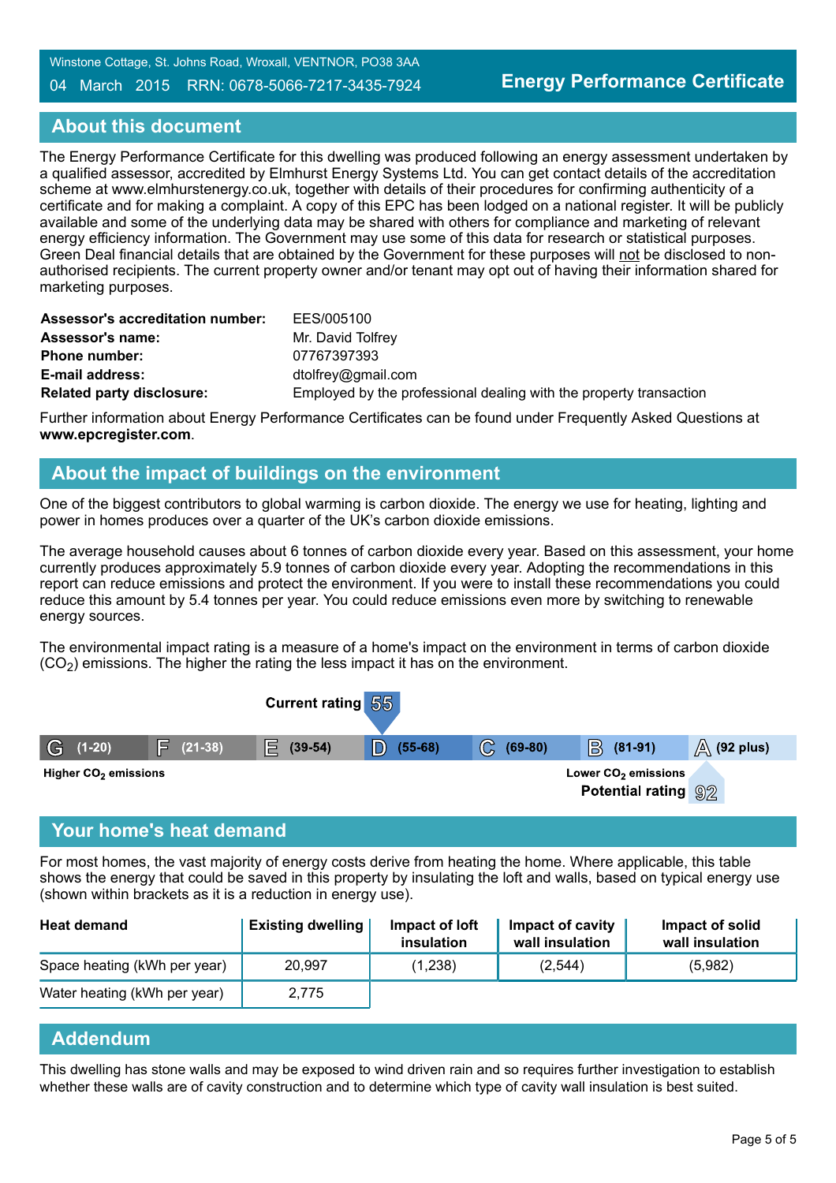Winstone Cottage, St. Johns Road, Wroxall, VENTNOR, PO38 3AA

04 March 2015 RRN: 0678-5066-7217-3435-7924

**Energy Performance Certificate**

## About this document

The Energy Performance Certificate for this dwelling was produced following an energy assessment undertaken by a qualified assessor, accredited by Elmhurst Energy Systems Ltd. You can get contact details of the accreditation scheme at www.elmhurstenergy.co.uk, together with details of their procedures for confirming authenticity of a certificate and for making a complaint. A copy of this EPC has been lodged on a national register. It will be publicly available and some of the underlying data may be shared with others for compliance and marketing of relevant energy efficiency information. The Government may use some of this data for research or statistical purposes. Green Deal financial details that are obtained by the Government for these purposes will not be disclosed to non-authorised recipients. The current property owner and/or tenant may opt out of having their information shared for marketing purposes.

| | |
|---|---|
| **Assessor's accreditation number:** | EES/005100 |
| **Assessor's name:** | Mr. David Tolfrey |
| **Phone number:** | 07767397393 |
| **E-mail address:** | dtolfrey@gmail.com |
| **Related party disclosure:** | Employed by the professional dealing with the property transaction |

Further information about Energy Performance Certificates can be found under Frequently Asked Questions at **www.epcregister.com**.

## About the impact of buildings on the environment

One of the biggest contributors to global warming is carbon dioxide. The energy we use for heating, lighting and power in homes produces over a quarter of the UK's carbon dioxide emissions.

The average household causes about 6 tonnes of carbon dioxide every year. Based on this assessment, your home currently produces approximately 5.9 tonnes of carbon dioxide every year. Adopting the recommendations in this report can reduce emissions and protect the environment. If you were to install these recommendations you could reduce this amount by 5.4 tonnes per year. You could reduce emissions even more by switching to renewable energy sources.

The environmental impact rating is a measure of a home's impact on the environment in terms of carbon dioxide ($CO_2$) emissions. The higher the rating the less impact it has on the environment.

Current rating 55

G (1-20)
F (21-38)
E (39-54)
D (55-68)
C (69-80)
B (81-91)
A (92 plus)

Higher $CO_2$ emissions

Lower $CO_2$ emissions

Potential rating 92

## Your home's heat demand

For most homes, the vast majority of energy costs derive from heating the home. Where applicable, this table shows the energy that could be saved in this property by insulating the loft and walls, based on typical energy use (shown within brackets as it is a reduction in energy use).

| Heat demand | Existing dwelling | Impact of loft insulation | Impact of cavity wall insulation | Impact of solid wall insulation |
|---|---|---|---|---|
| Space heating (kWh per year) | 20,997 | (1,238) | (2,544) | (5,982) |
| Water heating (kWh per year) | 2,775 | | | |

## Addendum

This dwelling has stone walls and may be exposed to wind driven rain and so requires further investigation to establish whether these walls are of cavity construction and to determine which type of cavity wall insulation is best suited.